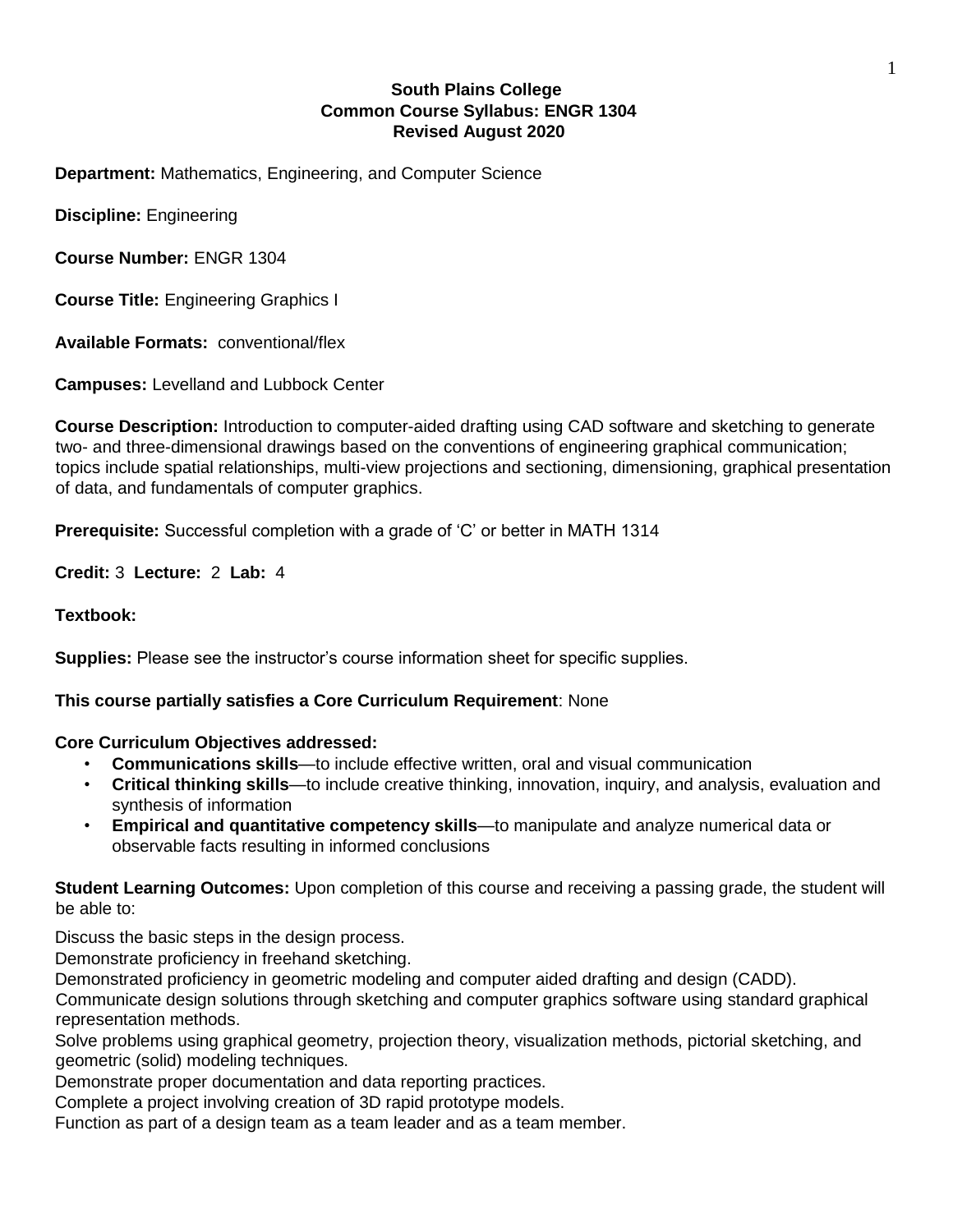**South Plains College**
**Common Course Syllabus: ENGR 1304**
**Revised August 2020**

**Department:** Mathematics, Engineering, and Computer Science

**Discipline:** Engineering

**Course Number:** ENGR 1304

**Course Title:** Engineering Graphics I

**Available Formats:** conventional/flex

**Campuses:** Levelland and Lubbock Center

**Course Description:** Introduction to computer-aided drafting using CAD software and sketching to generate two- and three-dimensional drawings based on the conventions of engineering graphical communication; topics include spatial relationships, multi-view projections and sectioning, dimensioning, graphical presentation of data, and fundamentals of computer graphics.

**Prerequisite:** Successful completion with a grade of 'C' or better in MATH 1314

**Credit:** 3 **Lecture:** 2 **Lab:** 4

**Textbook:**

**Supplies:** Please see the instructor's course information sheet for specific supplies.

**This course partially satisfies a Core Curriculum Requirement**: None

**Core Curriculum Objectives addressed:**

- **Communications skills**—to include effective written, oral and visual communication
- **Critical thinking skills**—to include creative thinking, innovation, inquiry, and analysis, evaluation and synthesis of information
- **Empirical and quantitative competency skills**—to manipulate and analyze numerical data or observable facts resulting in informed conclusions

**Student Learning Outcomes:** Upon completion of this course and receiving a passing grade, the student will be able to:

Discuss the basic steps in the design process.
Demonstrate proficiency in freehand sketching.
Demonstrated proficiency in geometric modeling and computer aided drafting and design (CADD).
Communicate design solutions through sketching and computer graphics software using standard graphical representation methods.
Solve problems using graphical geometry, projection theory, visualization methods, pictorial sketching, and geometric (solid) modeling techniques.
Demonstrate proper documentation and data reporting practices.
Complete a project involving creation of 3D rapid prototype models.
Function as part of a design team as a team leader and as a team member.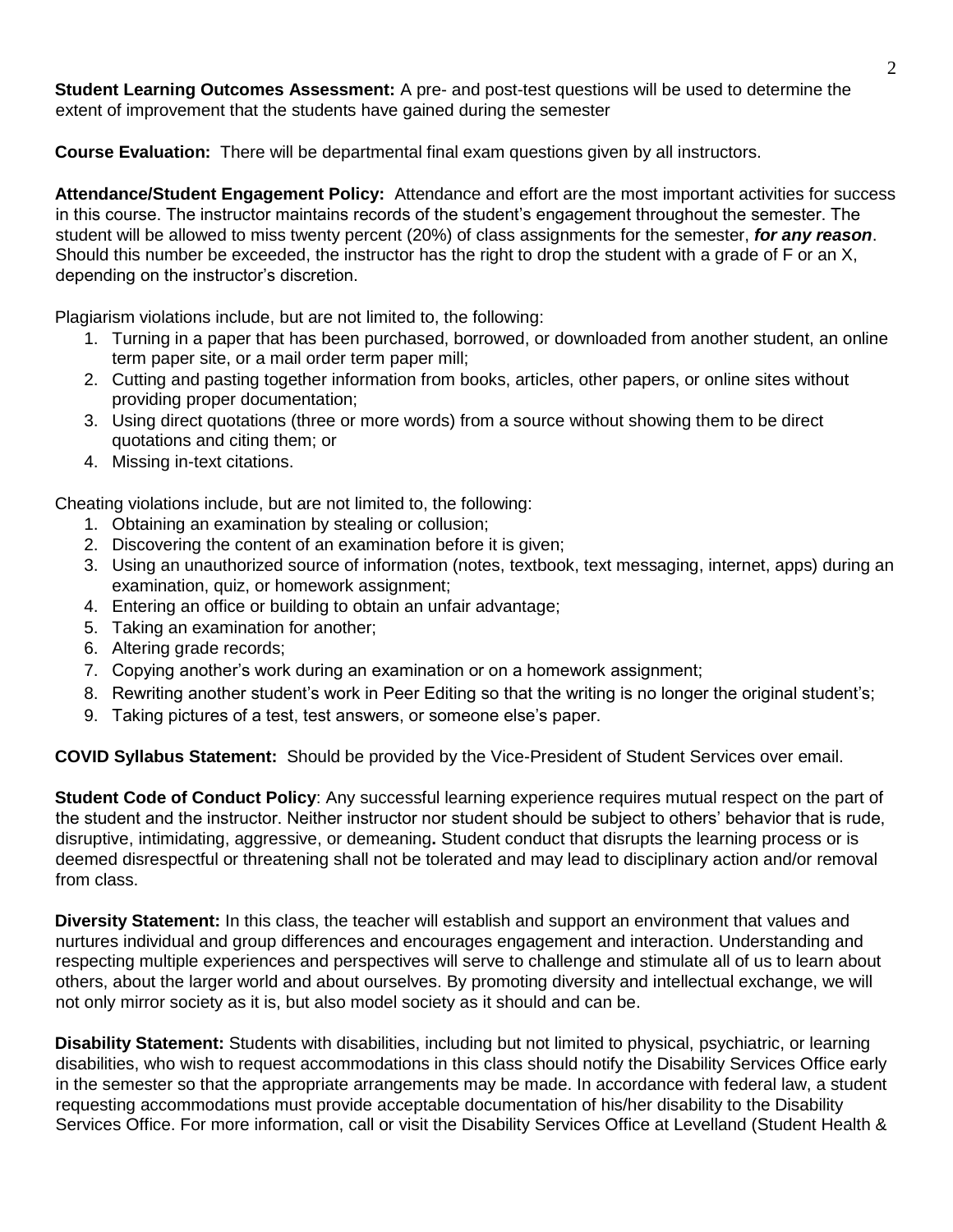**Student Learning Outcomes Assessment:** A pre- and post-test questions will be used to determine the extent of improvement that the students have gained during the semester

**Course Evaluation:** There will be departmental final exam questions given by all instructors.

**Attendance/Student Engagement Policy:** Attendance and effort are the most important activities for success in this course. The instructor maintains records of the student's engagement throughout the semester. The student will be allowed to miss twenty percent (20%) of class assignments for the semester, ***for any reason***. Should this number be exceeded, the instructor has the right to drop the student with a grade of F or an X, depending on the instructor's discretion.

Plagiarism violations include, but are not limited to, the following:

1. Turning in a paper that has been purchased, borrowed, or downloaded from another student, an online term paper site, or a mail order term paper mill;
2. Cutting and pasting together information from books, articles, other papers, or online sites without providing proper documentation;
3. Using direct quotations (three or more words) from a source without showing them to be direct quotations and citing them; or
4. Missing in-text citations.

Cheating violations include, but are not limited to, the following:

1. Obtaining an examination by stealing or collusion;
2. Discovering the content of an examination before it is given;
3. Using an unauthorized source of information (notes, textbook, text messaging, internet, apps) during an examination, quiz, or homework assignment;
4. Entering an office or building to obtain an unfair advantage;
5. Taking an examination for another;
6. Altering grade records;
7. Copying another's work during an examination or on a homework assignment;
8. Rewriting another student's work in Peer Editing so that the writing is no longer the original student's;
9. Taking pictures of a test, test answers, or someone else's paper.

**COVID Syllabus Statement:** Should be provided by the Vice-President of Student Services over email.

**Student Code of Conduct Policy**: Any successful learning experience requires mutual respect on the part of the student and the instructor. Neither instructor nor student should be subject to others' behavior that is rude, disruptive, intimidating, aggressive, or demeaning**.** Student conduct that disrupts the learning process or is deemed disrespectful or threatening shall not be tolerated and may lead to disciplinary action and/or removal from class.

**Diversity Statement:** In this class, the teacher will establish and support an environment that values and nurtures individual and group differences and encourages engagement and interaction. Understanding and respecting multiple experiences and perspectives will serve to challenge and stimulate all of us to learn about others, about the larger world and about ourselves. By promoting diversity and intellectual exchange, we will not only mirror society as it is, but also model society as it should and can be.

**Disability Statement:** Students with disabilities, including but not limited to physical, psychiatric, or learning disabilities, who wish to request accommodations in this class should notify the Disability Services Office early in the semester so that the appropriate arrangements may be made. In accordance with federal law, a student requesting accommodations must provide acceptable documentation of his/her disability to the Disability Services Office. For more information, call or visit the Disability Services Office at Levelland (Student Health &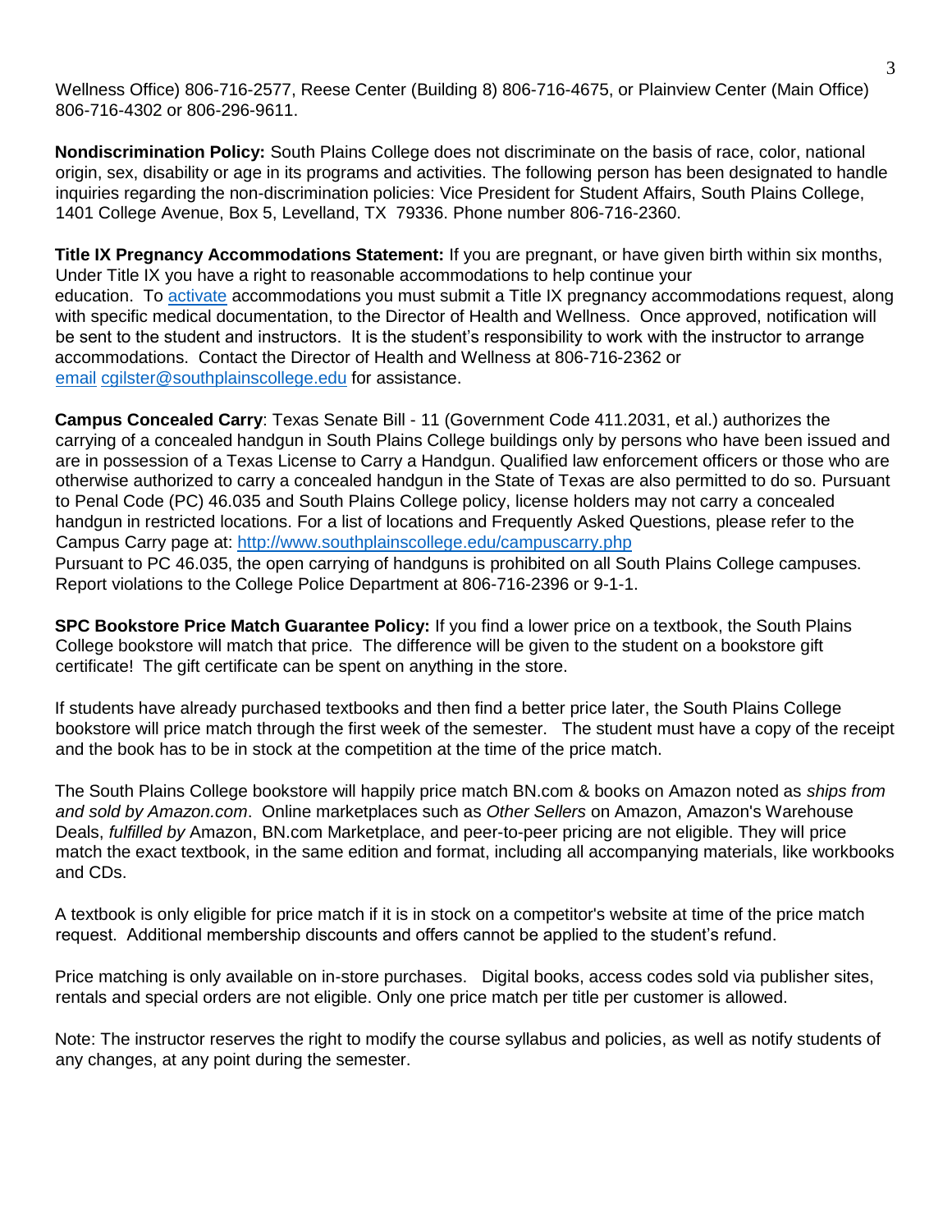Wellness Office) 806-716-2577, Reese Center (Building 8) 806-716-4675, or Plainview Center (Main Office) 806-716-4302 or 806-296-9611.

**Nondiscrimination Policy:** South Plains College does not discriminate on the basis of race, color, national origin, sex, disability or age in its programs and activities. The following person has been designated to handle inquiries regarding the non-discrimination policies: Vice President for Student Affairs, South Plains College, 1401 College Avenue, Box 5, Levelland, TX 79336. Phone number 806-716-2360.

**Title IX Pregnancy Accommodations Statement:** If you are pregnant, or have given birth within six months, Under Title IX you have a right to reasonable accommodations to help continue your education. To activate accommodations you must submit a Title IX pregnancy accommodations request, along with specific medical documentation, to the Director of Health and Wellness. Once approved, notification will be sent to the student and instructors. It is the student's responsibility to work with the instructor to arrange accommodations. Contact the Director of Health and Wellness at 806-716-2362 or email cgilster@southplainscollege.edu for assistance.

**Campus Concealed Carry**: Texas Senate Bill - 11 (Government Code 411.2031, et al.) authorizes the carrying of a concealed handgun in South Plains College buildings only by persons who have been issued and are in possession of a Texas License to Carry a Handgun. Qualified law enforcement officers or those who are otherwise authorized to carry a concealed handgun in the State of Texas are also permitted to do so. Pursuant to Penal Code (PC) 46.035 and South Plains College policy, license holders may not carry a concealed handgun in restricted locations. For a list of locations and Frequently Asked Questions, please refer to the Campus Carry page at: http://www.southplainscollege.edu/campuscarry.php
Pursuant to PC 46.035, the open carrying of handguns is prohibited on all South Plains College campuses. Report violations to the College Police Department at 806-716-2396 or 9-1-1.

**SPC Bookstore Price Match Guarantee Policy:** If you find a lower price on a textbook, the South Plains College bookstore will match that price. The difference will be given to the student on a bookstore gift certificate! The gift certificate can be spent on anything in the store.

If students have already purchased textbooks and then find a better price later, the South Plains College bookstore will price match through the first week of the semester. The student must have a copy of the receipt and the book has to be in stock at the competition at the time of the price match.

The South Plains College bookstore will happily price match BN.com & books on Amazon noted as *ships from and sold by Amazon.com*. Online marketplaces such as *Other Sellers* on Amazon, Amazon's Warehouse Deals, *fulfilled by* Amazon, BN.com Marketplace, and peer-to-peer pricing are not eligible. They will price match the exact textbook, in the same edition and format, including all accompanying materials, like workbooks and CDs.

A textbook is only eligible for price match if it is in stock on a competitor's website at time of the price match request. Additional membership discounts and offers cannot be applied to the student's refund.

Price matching is only available on in-store purchases. Digital books, access codes sold via publisher sites, rentals and special orders are not eligible. Only one price match per title per customer is allowed.

Note: The instructor reserves the right to modify the course syllabus and policies, as well as notify students of any changes, at any point during the semester.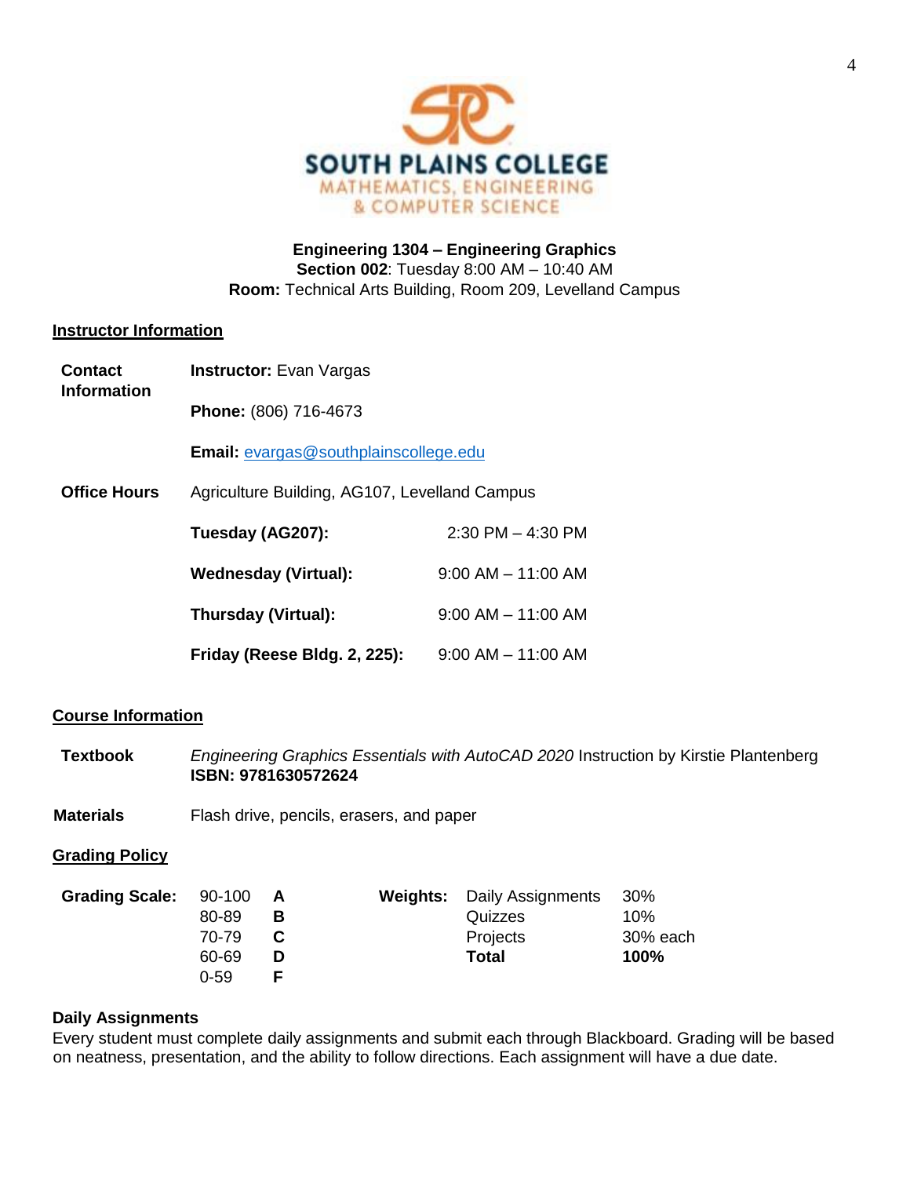SOUTH PLAINS COLLEGE
MATHEMATICS, ENGINEERING & COMPUTER SCIENCE

**Engineering 1304 – Engineering Graphics**
**Section 002**: Tuesday 8:00 AM – 10:40 AM
**Room:** Technical Arts Building, Room 209, Levelland Campus

## Instructor Information

**Contact Information**

**Instructor:** Evan Vargas

**Phone:** (806) 716-4673

**Email:** evargas@southplainscollege.edu

**Office Hours**

Agriculture Building, AG107, Levelland Campus

| | |
|---|---|
| **Tuesday (AG207):** | 2:30 PM – 4:30 PM |
| **Wednesday (Virtual):** | 9:00 AM – 11:00 AM |
| **Thursday (Virtual):** | 9:00 AM – 11:00 AM |
| **Friday (Reese Bldg. 2, 225):** | 9:00 AM – 11:00 AM |

## Course Information

**Textbook** *Engineering Graphics Essentials with AutoCAD 2020* Instruction by Kirstie Plantenberg
**ISBN: 9781630572624**

**Materials** Flash drive, pencils, erasers, and paper

## Grading Policy

**Grading Scale:**

| | |
|---|---|
| 90-100 | **A** |
| 80-89 | **B** |
| 70-79 | **C** |
| 60-69 | **D** |
| 0-59 | **F** |

**Weights:**

| | |
|---|---|
| Daily Assignments | 30% |
| Quizzes | 10% |
| Projects | 30% each |
| **Total** | **100%** |

### Daily Assignments

Every student must complete daily assignments and submit each through Blackboard. Grading will be based on neatness, presentation, and the ability to follow directions. Each assignment will have a due date.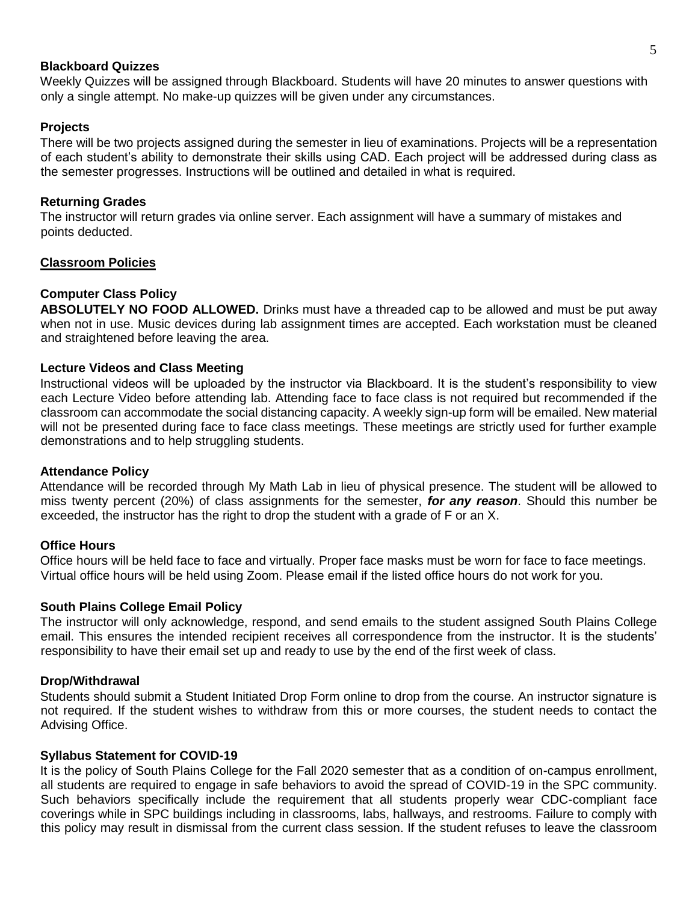### Blackboard Quizzes

Weekly Quizzes will be assigned through Blackboard. Students will have 20 minutes to answer questions with only a single attempt. No make-up quizzes will be given under any circumstances.

### Projects

There will be two projects assigned during the semester in lieu of examinations. Projects will be a representation of each student's ability to demonstrate their skills using CAD. Each project will be addressed during class as the semester progresses. Instructions will be outlined and detailed in what is required.

### Returning Grades

The instructor will return grades via online server. Each assignment will have a summary of mistakes and points deducted.

## Classroom Policies

### Computer Class Policy

**ABSOLUTELY NO FOOD ALLOWED.** Drinks must have a threaded cap to be allowed and must be put away when not in use. Music devices during lab assignment times are accepted. Each workstation must be cleaned and straightened before leaving the area.

### Lecture Videos and Class Meeting

Instructional videos will be uploaded by the instructor via Blackboard. It is the student's responsibility to view each Lecture Video before attending lab. Attending face to face class is not required but recommended if the classroom can accommodate the social distancing capacity. A weekly sign-up form will be emailed. New material will not be presented during face to face class meetings. These meetings are strictly used for further example demonstrations and to help struggling students.

### Attendance Policy

Attendance will be recorded through My Math Lab in lieu of physical presence. The student will be allowed to miss twenty percent (20%) of class assignments for the semester, ***for any reason***. Should this number be exceeded, the instructor has the right to drop the student with a grade of F or an X.

### Office Hours

Office hours will be held face to face and virtually. Proper face masks must be worn for face to face meetings. Virtual office hours will be held using Zoom. Please email if the listed office hours do not work for you.

### South Plains College Email Policy

The instructor will only acknowledge, respond, and send emails to the student assigned South Plains College email. This ensures the intended recipient receives all correspondence from the instructor. It is the students' responsibility to have their email set up and ready to use by the end of the first week of class.

### Drop/Withdrawal

Students should submit a Student Initiated Drop Form online to drop from the course. An instructor signature is not required. If the student wishes to withdraw from this or more courses, the student needs to contact the Advising Office.

### Syllabus Statement for COVID-19

It is the policy of South Plains College for the Fall 2020 semester that as a condition of on-campus enrollment, all students are required to engage in safe behaviors to avoid the spread of COVID-19 in the SPC community. Such behaviors specifically include the requirement that all students properly wear CDC-compliant face coverings while in SPC buildings including in classrooms, labs, hallways, and restrooms. Failure to comply with this policy may result in dismissal from the current class session. If the student refuses to leave the classroom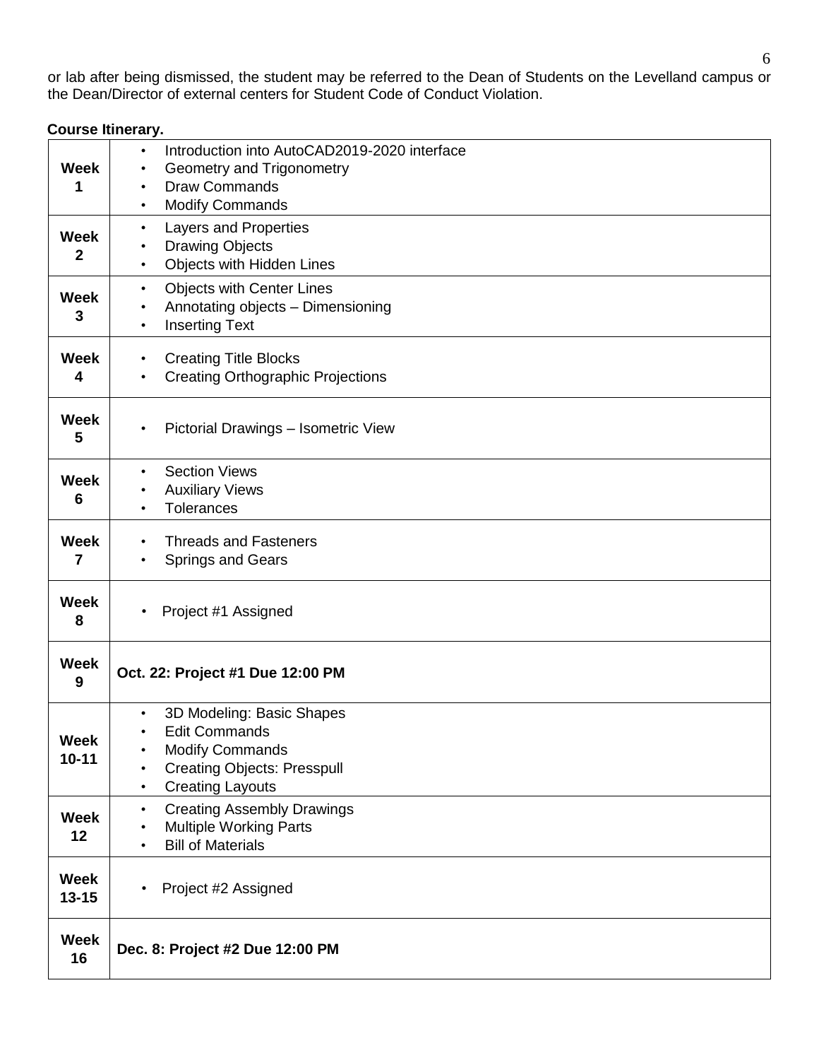or lab after being dismissed, the student may be referred to the Dean of Students on the Levelland campus or the Dean/Director of external centers for Student Code of Conduct Violation.

**Course Itinerary.**

| | |
|---|---|
| **Week 1** | • Introduction into AutoCAD2019-2020 interface<br>• Geometry and Trigonometry<br>• Draw Commands<br>• Modify Commands |
| **Week 2** | • Layers and Properties<br>• Drawing Objects<br>• Objects with Hidden Lines |
| **Week 3** | • Objects with Center Lines<br>• Annotating objects – Dimensioning<br>• Inserting Text |
| **Week 4** | • Creating Title Blocks<br>• Creating Orthographic Projections |
| **Week 5** | • Pictorial Drawings – Isometric View |
| **Week 6** | • Section Views<br>• Auxiliary Views<br>• Tolerances |
| **Week 7** | • Threads and Fasteners<br>• Springs and Gears |
| **Week 8** | • Project #1 Assigned |
| **Week 9** | **Oct. 22: Project #1 Due 12:00 PM** |
| **Week 10-11** | • 3D Modeling: Basic Shapes<br>• Edit Commands<br>• Modify Commands<br>• Creating Objects: Presspull<br>• Creating Layouts |
| **Week 12** | • Creating Assembly Drawings<br>• Multiple Working Parts<br>• Bill of Materials |
| **Week 13-15** | • Project #2 Assigned |
| **Week 16** | **Dec. 8: Project #2 Due 12:00 PM** |